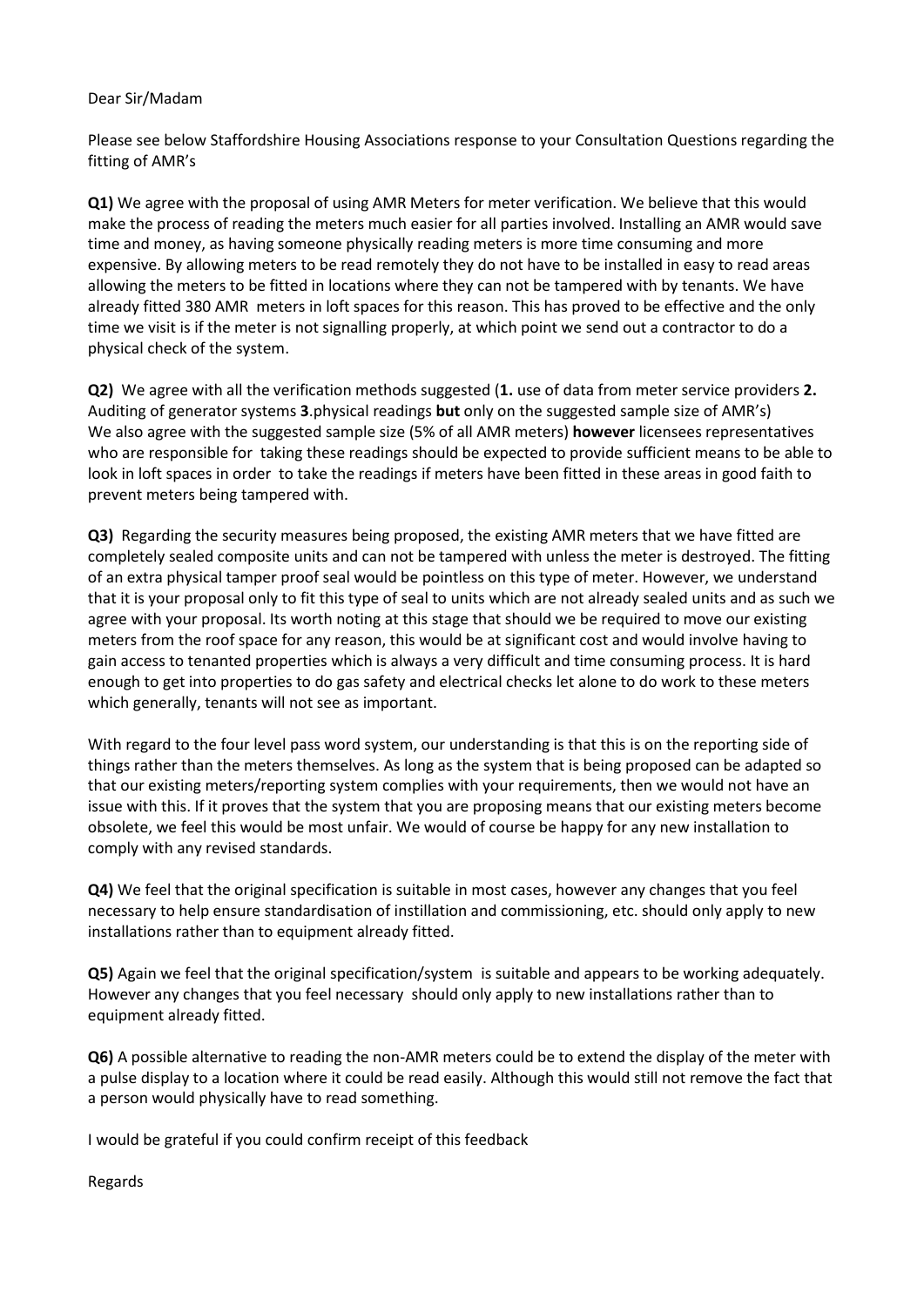Dear Sir/Madam

Please see below Staffordshire Housing Associations response to your Consultation Questions regarding the fitting of AMR's

**Q1)** We agree with the proposal of using AMR Meters for meter verification. We believe that this would make the process of reading the meters much easier for all parties involved. Installing an AMR would save time and money, as having someone physically reading meters is more time consuming and more expensive. By allowing meters to be read remotely they do not have to be installed in easy to read areas allowing the meters to be fitted in locations where they can not be tampered with by tenants. We have already fitted 380 AMR meters in loft spaces for this reason. This has proved to be effective and the only time we visit is if the meter is not signalling properly, at which point we send out a contractor to do a physical check of the system.

**Q2)** We agree with all the verification methods suggested (**1.** use of data from meter service providers **2.** Auditing of generator systems **3**.physical readings **but** only on the suggested sample size of AMR's)
We also agree with the suggested sample size (5% of all AMR meters) **however** licensees representatives who are responsible for taking these readings should be expected to provide sufficient means to be able to look in loft spaces in order to take the readings if meters have been fitted in these areas in good faith to prevent meters being tampered with.

**Q3)** Regarding the security measures being proposed, the existing AMR meters that we have fitted are completely sealed composite units and can not be tampered with unless the meter is destroyed. The fitting of an extra physical tamper proof seal would be pointless on this type of meter. However, we understand that it is your proposal only to fit this type of seal to units which are not already sealed units and as such we agree with your proposal. Its worth noting at this stage that should we be required to move our existing meters from the roof space for any reason, this would be at significant cost and would involve having to gain access to tenanted properties which is always a very difficult and time consuming process. It is hard enough to get into properties to do gas safety and electrical checks let alone to do work to these meters which generally, tenants will not see as important.

With regard to the four level pass word system, our understanding is that this is on the reporting side of things rather than the meters themselves. As long as the system that is being proposed can be adapted so that our existing meters/reporting system complies with your requirements, then we would not have an issue with this. If it proves that the system that you are proposing means that our existing meters become obsolete, we feel this would be most unfair. We would of course be happy for any new installation to comply with any revised standards.

**Q4)** We feel that the original specification is suitable in most cases, however any changes that you feel necessary to help ensure standardisation of instillation and commissioning, etc. should only apply to new installations rather than to equipment already fitted.

**Q5)** Again we feel that the original specification/system is suitable and appears to be working adequately. However any changes that you feel necessary should only apply to new installations rather than to equipment already fitted.

**Q6)** A possible alternative to reading the non-AMR meters could be to extend the display of the meter with a pulse display to a location where it could be read easily. Although this would still not remove the fact that a person would physically have to read something.

I would be grateful if you could confirm receipt of this feedback

Regards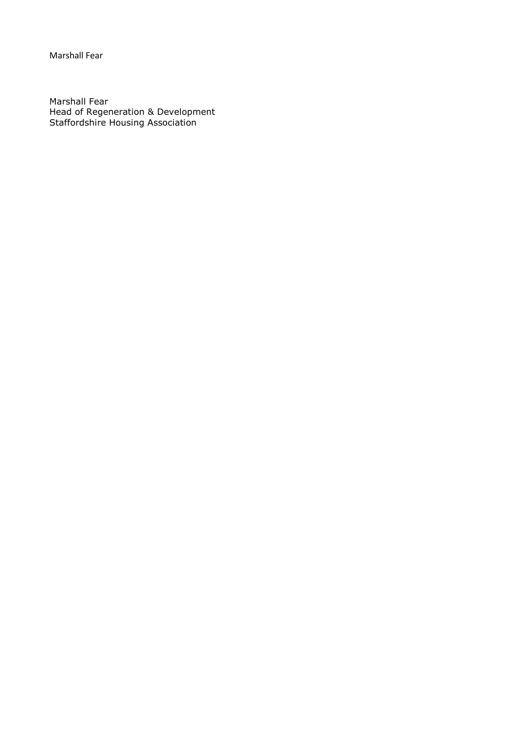Marshall Fear

Marshall Fear
Head of Regeneration & Development
Staffordshire Housing Association